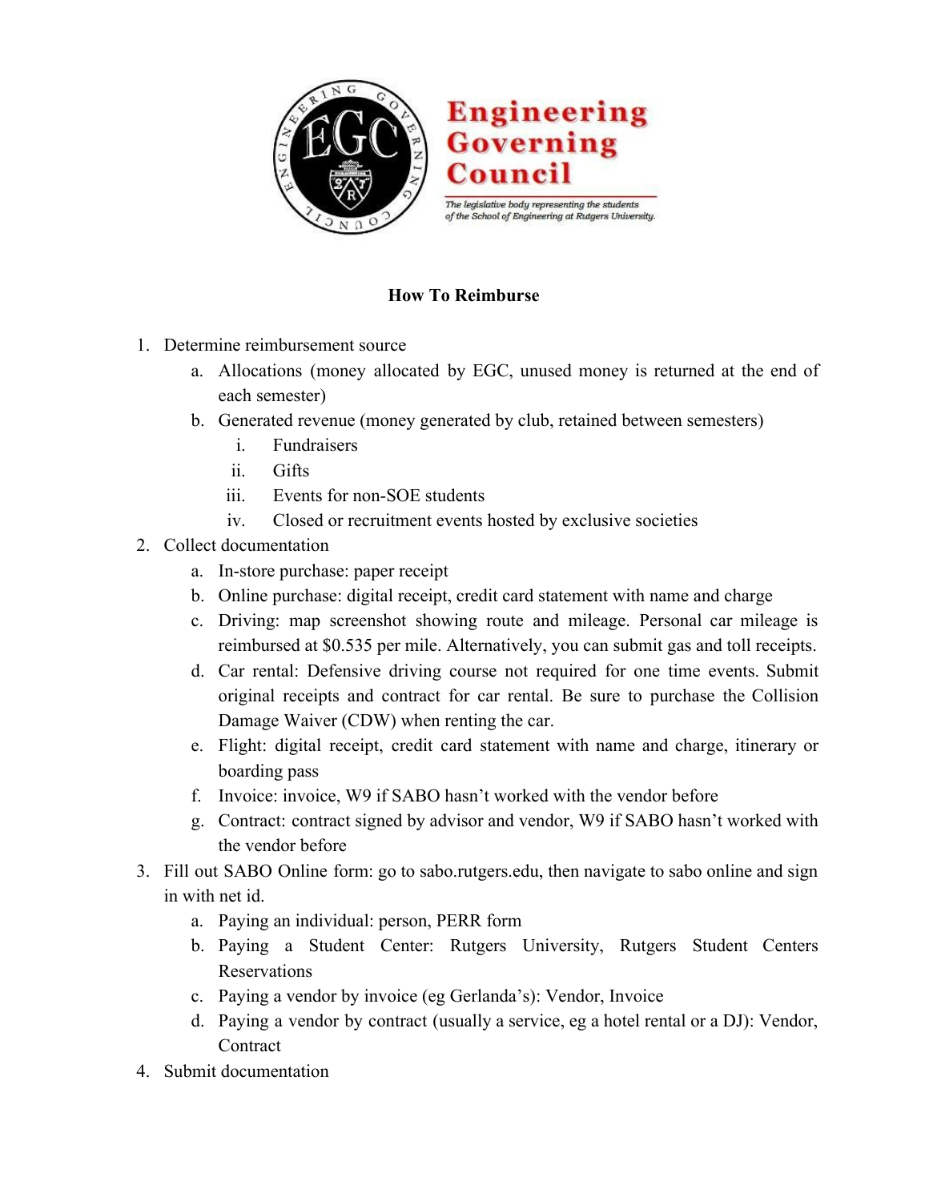Engineering Governing Council

*The legislative body representing the students of the School of Engineering at Rutgers University.*

**How To Reimburse**

1. Determine reimbursement source
    a. Allocations (money allocated by EGC, unused money is returned at the end of each semester)
    b. Generated revenue (money generated by club, retained between semesters)
        i. Fundraisers
        ii. Gifts
        iii. Events for non-SOE students
        iv. Closed or recruitment events hosted by exclusive societies
2. Collect documentation
    a. In-store purchase: paper receipt
    b. Online purchase: digital receipt, credit card statement with name and charge
    c. Driving: map screenshot showing route and mileage. Personal car mileage is reimbursed at $0.535 per mile. Alternatively, you can submit gas and toll receipts.
    d. Car rental: Defensive driving course not required for one time events. Submit original receipts and contract for car rental. Be sure to purchase the Collision Damage Waiver (CDW) when renting the car.
    e. Flight: digital receipt, credit card statement with name and charge, itinerary or boarding pass
    f. Invoice: invoice, W9 if SABO hasn't worked with the vendor before
    g. Contract: contract signed by advisor and vendor, W9 if SABO hasn't worked with the vendor before
3. Fill out SABO Online form: go to sabo.rutgers.edu, then navigate to sabo online and sign in with net id.
    a. Paying an individual: person, PERR form
    b. Paying a Student Center: Rutgers University, Rutgers Student Centers Reservations
    c. Paying a vendor by invoice (eg Gerlanda's): Vendor, Invoice
    d. Paying a vendor by contract (usually a service, eg a hotel rental or a DJ): Vendor, Contract
4. Submit documentation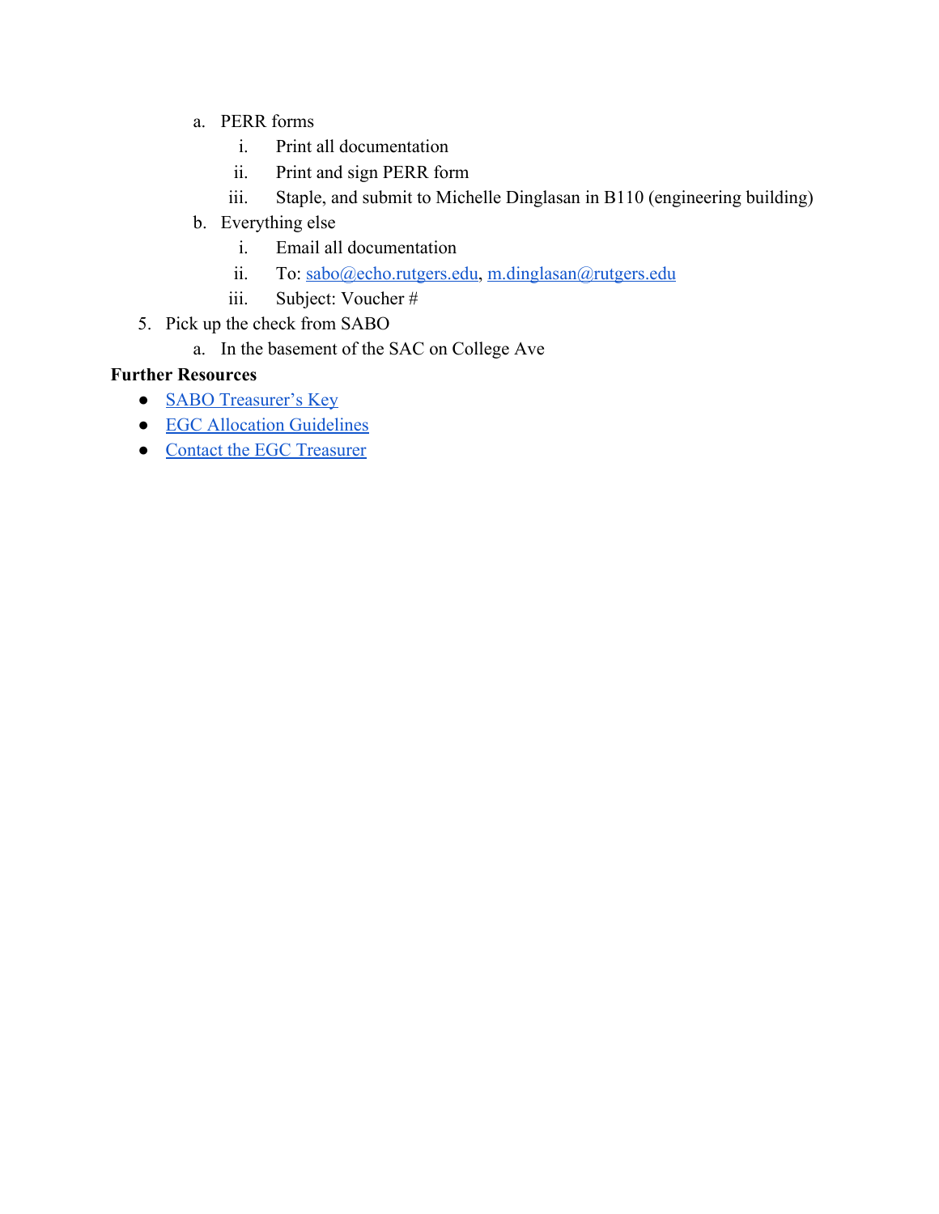a. PERR forms
      i. Print all documentation
      ii. Print and sign PERR form
      iii. Staple, and submit to Michelle Dinglasan in B110 (engineering building)
   b. Everything else
      i. Email all documentation
      ii. To: sabo@echo.rutgers.edu, m.dinglasan@rutgers.edu
      iii. Subject: Voucher #

5. Pick up the check from SABO
   a. In the basement of the SAC on College Ave

**Further Resources**

- SABO Treasurer's Key
- EGC Allocation Guidelines
- Contact the EGC Treasurer